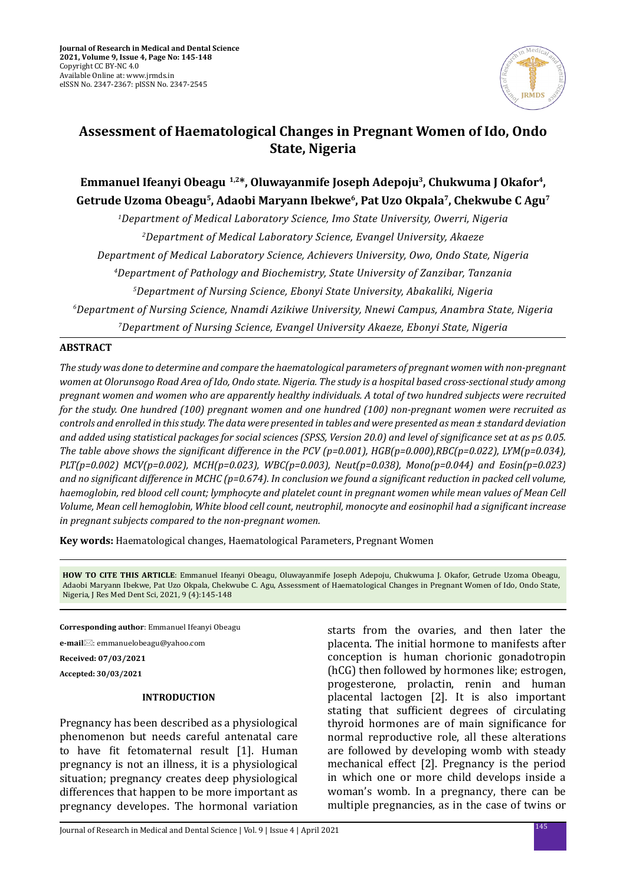Journal of Research in Medical and Dental Science
2021, Volume 9, Issue 4, Page No: 145-148
Copyright CC BY-NC 4.0
Available Online at: www.jrmds.in
eISSN No. 2347-2367: pISSN No. 2347-2545

# Assessment of Haematological Changes in Pregnant Women of Ido, Ondo State, Nigeria

**Emmanuel Ifeanyi Obeagu [1,2]*, Oluwayanmife Joseph Adepoju[3], Chukwuma J Okafor[4], Getrude Uzoma Obeagu[5], Adaobi Maryann Ibekwe[6], Pat Uzo Okpala[7], Chekwube C Agu[7]**

*[1]Department of Medical Laboratory Science, Imo State University, Owerri, Nigeria*

*[2]Department of Medical Laboratory Science, Evangel University, Akaeze*

*Department of Medical Laboratory Science, Achievers University, Owo, Ondo State, Nigeria*

*[4]Department of Pathology and Biochemistry, State University of Zanzibar, Tanzania*

*[5]Department of Nursing Science, Ebonyi State University, Abakaliki, Nigeria*

*[6]Department of Nursing Science, Nnamdi Azikiwe University, Nnewi Campus, Anambra State, Nigeria*

*[7]Department of Nursing Science, Evangel University Akaeze, Ebonyi State, Nigeria*

## ABSTRACT

*The study was done to determine and compare the haematological parameters of pregnant women with non-pregnant women at Olorunsogo Road Area of Ido, Ondo state. Nigeria. The study is a hospital based cross-sectional study among pregnant women and women who are apparently healthy individuals. A total of two hundred subjects were recruited for the study. One hundred (100) pregnant women and one hundred (100) non-pregnant women were recruited as controls and enrolled in this study. The data were presented in tables and were presented as mean ± standard deviation and added using statistical packages for social sciences (SPSS, Version 20.0) and level of significance set at as p≤ 0.05. The table above shows the significant difference in the PCV (p=0.001), HGB(p=0.000),RBC(p=0.022), LYM(p=0.034), PLT(p=0.002) MCV(p=0.002), MCH(p=0.023), WBC(p=0.003), Neut(p=0.038), Mono(p=0.044) and Eosin(p=0.023) and no significant difference in MCHC (p=0.674). In conclusion we found a significant reduction in packed cell volume, haemoglobin, red blood cell count; lymphocyte and platelet count in pregnant women while mean values of Mean Cell Volume, Mean cell hemoglobin, White blood cell count, neutrophil, monocyte and eosinophil had a significant increase in pregnant subjects compared to the non-pregnant women.*

**Key words:** Haematological changes, Haematological Parameters, Pregnant Women

**HOW TO CITE THIS ARTICLE**: Emmanuel Ifeanyi Obeagu, Oluwayanmife Joseph Adepoju, Chukwuma J. Okafor, Getrude Uzoma Obeagu, Adaobi Maryann Ibekwe, Pat Uzo Okpala, Chekwube C. Agu, Assessment of Haematological Changes in Pregnant Women of Ido, Ondo State, Nigeria, J Res Med Dent Sci, 2021, 9 (4):145-148

**Corresponding author**: Emmanuel Ifeanyi Obeagu

**e-mail**: emmanuelobeagu@yahoo.com

**Received: 07/03/2021**

**Accepted: 30/03/2021**

## INTRODUCTION

Pregnancy has been described as a physiological phenomenon but needs careful antenatal care to have fit fetomaternal result [1]. Human pregnancy is not an illness, it is a physiological situation; pregnancy creates deep physiological differences that happen to be more important as pregnancy developes. The hormonal variation starts from the ovaries, and then later the placenta. The initial hormone to manifests after conception is human chorionic gonadotropin (hCG) then followed by hormones like; estrogen, progesterone, prolactin, renin and human placental lactogen [2]. It is also important stating that sufficient degrees of circulating thyroid hormones are of main significance for normal reproductive role, all these alterations are followed by developing womb with steady mechanical effect [2]. Pregnancy is the period in which one or more child develops inside a woman's womb. In a pregnancy, there can be multiple pregnancies, as in the case of twins or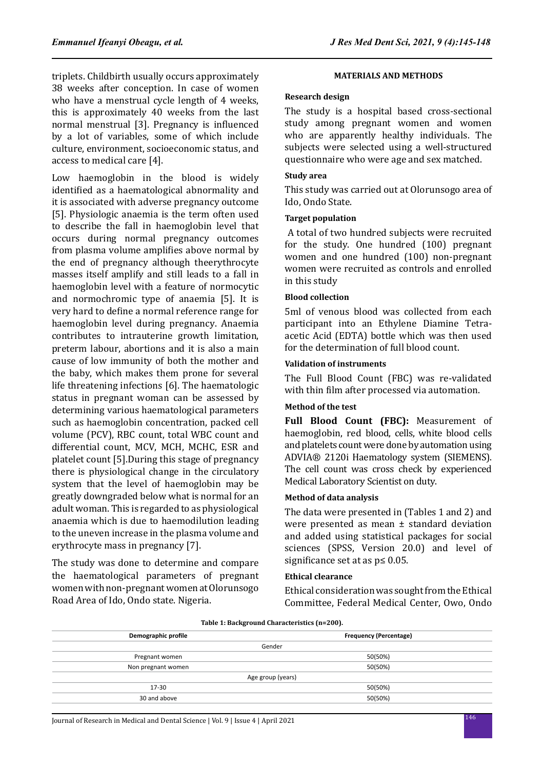triplets. Childbirth usually occurs approximately 38 weeks after conception. In case of women who have a menstrual cycle length of 4 weeks, this is approximately 40 weeks from the last normal menstrual [3]. Pregnancy is influenced by a lot of variables, some of which include culture, environment, socioeconomic status, and access to medical care [4].

Low haemoglobin in the blood is widely identified as a haematological abnormality and it is associated with adverse pregnancy outcome [5]. Physiologic anaemia is the term often used to describe the fall in haemoglobin level that occurs during normal pregnancy outcomes from plasma volume amplifies above normal by the end of pregnancy although theerythrocyte masses itself amplify and still leads to a fall in haemoglobin level with a feature of normocytic and normochromic type of anaemia [5]. It is very hard to define a normal reference range for haemoglobin level during pregnancy. Anaemia contributes to intrauterine growth limitation, preterm labour, abortions and it is also a main cause of low immunity of both the mother and the baby, which makes them prone for several life threatening infections [6]. The haematologic status in pregnant woman can be assessed by determining various haematological parameters such as haemoglobin concentration, packed cell volume (PCV), RBC count, total WBC count and differential count, MCV, MCH, MCHC, ESR and platelet count [5].During this stage of pregnancy there is physiological change in the circulatory system that the level of haemoglobin may be greatly downgraded below what is normal for an adult woman. This is regarded to as physiological anaemia which is due to haemodilution leading to the uneven increase in the plasma volume and erythrocyte mass in pregnancy [7].

The study was done to determine and compare the haematological parameters of pregnant women with non-pregnant women at Olorunsogo Road Area of Ido, Ondo state. Nigeria.

## MATERIALS AND METHODS

### Research design

The study is a hospital based cross-sectional study among pregnant women and women who are apparently healthy individuals. The subjects were selected using a well-structured questionnaire who were age and sex matched.

### Study area

This study was carried out at Olorunsogo area of Ido, Ondo State.

### Target population

A total of two hundred subjects were recruited for the study. One hundred (100) pregnant women and one hundred (100) non-pregnant women were recruited as controls and enrolled in this study

### Blood collection

5ml of venous blood was collected from each participant into an Ethylene Diamine Tetra-acetic Acid (EDTA) bottle which was then used for the determination of full blood count.

### Validation of instruments

The Full Blood Count (FBC) was re-validated with thin film after processed via automation.

### Method of the test

**Full Blood Count (FBC):** Measurement of haemoglobin, red blood, cells, white blood cells and platelets count were done by automation using ADVIA® 2120i Haematology system (SIEMENS). The cell count was cross check by experienced Medical Laboratory Scientist on duty.

### Method of data analysis

The data were presented in (Tables 1 and 2) and were presented as mean ± standard deviation and added using statistical packages for social sciences (SPSS, Version 20.0) and level of significance set at as $p \leq 0.05$.

### Ethical clearance

Ethical consideration was sought from the Ethical Committee, Federal Medical Center, Owo, Ondo

**Table 1: Background Characteristics (n=200).**

| Demographic profile | Frequency (Percentage) |
|---|---|
| Gender | |
| Pregnant women | 50(50%) |
| Non pregnant women | 50(50%) |
| Age group (years) | |
| 17-30 | 50(50%) |
| 30 and above | 50(50%) |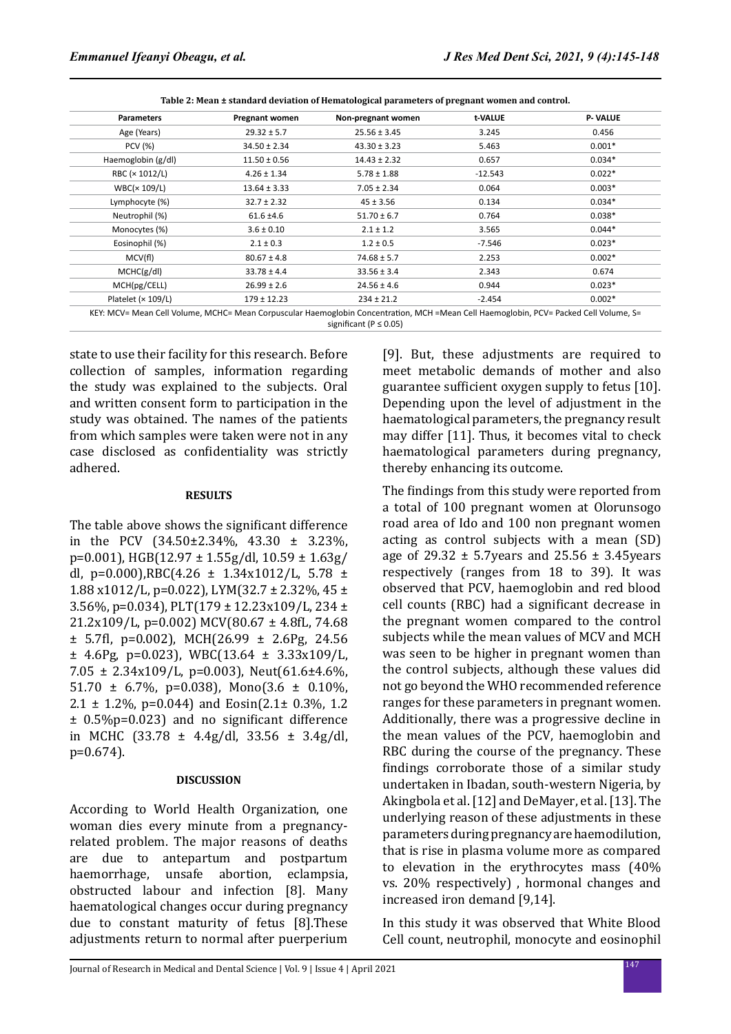**Table 2: Mean ± standard deviation of Hematological parameters of pregnant women and control.**

| Parameters | Pregnant women | Non-pregnant women | t-VALUE | P- VALUE |
|---|---|---|---|---|
| Age (Years) | 29.32 ± 5.7 | 25.56 ± 3.45 | 3.245 | 0.456 |
| PCV (%) | 34.50 ± 2.34 | 43.30 ± 3.23 | 5.463 | 0.001* |
| Haemoglobin (g/dl) | 11.50 ± 0.56 | 14.43 ± 2.32 | 0.657 | 0.034* |
| RBC (× 1012/L) | 4.26 ± 1.34 | 5.78 ± 1.88 | -12.543 | 0.022* |
| WBC(× 109/L) | 13.64 ± 3.33 | 7.05 ± 2.34 | 0.064 | 0.003* |
| Lymphocyte (%) | 32.7 ± 2.32 | 45 ± 3.56 | 0.134 | 0.034* |
| Neutrophil (%) | 61.6 ±4.6 | 51.70 ± 6.7 | 0.764 | 0.038* |
| Monocytes (%) | 3.6 ± 0.10 | 2.1 ± 1.2 | 3.565 | 0.044* |
| Eosinophil (%) | 2.1 ± 0.3 | 1.2 ± 0.5 | -7.546 | 0.023* |
| MCV(fl) | 80.67 ± 4.8 | 74.68 ± 5.7 | 2.253 | 0.002* |
| MCHC(g/dl) | 33.78 ± 4.4 | 33.56 ± 3.4 | 2.343 | 0.674 |
| MCH(pg/CELL) | 26.99 ± 2.6 | 24.56 ± 4.6 | 0.944 | 0.023* |
| Platelet (× 109/L) | 179 ± 12.23 | 234 ± 21.2 | -2.454 | 0.002* |

KEY: MCV= Mean Cell Volume, MCHC= Mean Corpuscular Haemoglobin Concentration, MCH =Mean Cell Haemoglobin, PCV= Packed Cell Volume, S= significant ($P \leq 0.05$)

state to use their facility for this research. Before collection of samples, information regarding the study was explained to the subjects. Oral and written consent form to participation in the study was obtained. The names of the patients from which samples were taken were not in any case disclosed as confidentiality was strictly adhered.

## RESULTS

The table above shows the significant difference in the PCV (34.50±2.34%, 43.30 ± 3.23%, p=0.001), HGB(12.97 ± 1.55g/dl, 10.59 ± 1.63g/dl, p=0.000),RBC(4.26 ± 1.34x1012/L, 5.78 ± 1.88 x1012/L, p=0.022), LYM(32.7 ± 2.32%, 45 ± 3.56%, p=0.034), PLT(179 ± 12.23x109/L, 234 ± 21.2x109/L, p=0.002) MCV(80.67 ± 4.8fL, 74.68 ± 5.7fl, p=0.002), MCH(26.99 ± 2.6Pg, 24.56 ± 4.6Pg, p=0.023), WBC(13.64 ± 3.33x109/L, 7.05 ± 2.34x109/L, p=0.003), Neut(61.6±4.6%, 51.70 ± 6.7%, p=0.038), Mono(3.6 ± 0.10%, 2.1 ± 1.2%, p=0.044) and Eosin(2.1± 0.3%, 1.2 ± 0.5%p=0.023) and no significant difference in MCHC (33.78 ± 4.4g/dl, 33.56 ± 3.4g/dl, p=0.674).

## DISCUSSION

According to World Health Organization, one woman dies every minute from a pregnancy-related problem. The major reasons of deaths are due to antepartum and postpartum haemorrhage, unsafe abortion, eclampsia, obstructed labour and infection [8]. Many haematological changes occur during pregnancy due to constant maturity of fetus [8].These adjustments return to normal after puerperium [9]. But, these adjustments are required to meet metabolic demands of mother and also guarantee sufficient oxygen supply to fetus [10]. Depending upon the level of adjustment in the haematological parameters, the pregnancy result may differ [11]. Thus, it becomes vital to check haematological parameters during pregnancy, thereby enhancing its outcome.

The findings from this study were reported from a total of 100 pregnant women at Olorunsogo road area of Ido and 100 non pregnant women acting as control subjects with a mean (SD) age of 29.32 ± 5.7years and 25.56 ± 3.45years respectively (ranges from 18 to 39). It was observed that PCV, haemoglobin and red blood cell counts (RBC) had a significant decrease in the pregnant women compared to the control subjects while the mean values of MCV and MCH was seen to be higher in pregnant women than the control subjects, although these values did not go beyond the WHO recommended reference ranges for these parameters in pregnant women. Additionally, there was a progressive decline in the mean values of the PCV, haemoglobin and RBC during the course of the pregnancy. These findings corroborate those of a similar study undertaken in Ibadan, south-western Nigeria, by Akingbola et al. [12] and DeMayer, et al. [13]. The underlying reason of these adjustments in these parameters during pregnancy are haemodilution, that is rise in plasma volume more as compared to elevation in the erythrocytes mass (40% vs. 20% respectively) , hormonal changes and increased iron demand [9,14].

In this study it was observed that White Blood Cell count, neutrophil, monocyte and eosinophil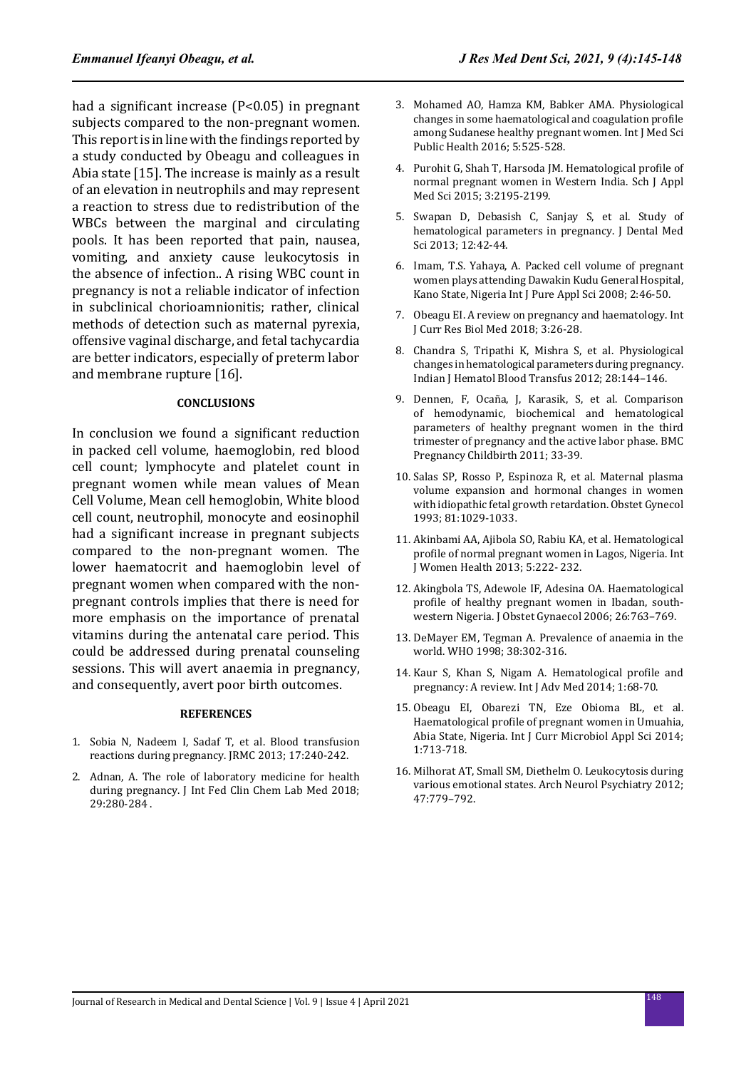had a significant increase ($P<0.05$) in pregnant subjects compared to the non-pregnant women. This report is in line with the findings reported by a study conducted by Obeagu and colleagues in Abia state [15]. The increase is mainly as a result of an elevation in neutrophils and may represent a reaction to stress due to redistribution of the WBCs between the marginal and circulating pools. It has been reported that pain, nausea, vomiting, and anxiety cause leukocytosis in the absence of infection.. A rising WBC count in pregnancy is not a reliable indicator of infection in subclinical chorioamnionitis; rather, clinical methods of detection such as maternal pyrexia, offensive vaginal discharge, and fetal tachycardia are better indicators, especially of preterm labor and membrane rupture [16].

## CONCLUSIONS

In conclusion we found a significant reduction in packed cell volume, haemoglobin, red blood cell count; lymphocyte and platelet count in pregnant women while mean values of Mean Cell Volume, Mean cell hemoglobin, White blood cell count, neutrophil, monocyte and eosinophil had a significant increase in pregnant subjects compared to the non-pregnant women. The lower haematocrit and haemoglobin level of pregnant women when compared with the non-pregnant controls implies that there is need for more emphasis on the importance of prenatal vitamins during the antenatal care period. This could be addressed during prenatal counseling sessions. This will avert anaemia in pregnancy, and consequently, avert poor birth outcomes.

## REFERENCES

1. Sobia N, Nadeem I, Sadaf T, et al. Blood transfusion reactions during pregnancy. JRMC 2013; 17:240-242.
2. Adnan, A. The role of laboratory medicine for health during pregnancy. J Int Fed Clin Chem Lab Med 2018; 29:280-284 .
3. Mohamed AO, Hamza KM, Babker AMA. Physiological changes in some haematological and coagulation profile among Sudanese healthy pregnant women. Int J Med Sci Public Health 2016; 5:525-528.
4. Purohit G, Shah T, Harsoda JM. Hematological profile of normal pregnant women in Western India. Sch J Appl Med Sci 2015; 3:2195-2199.
5. Swapan D, Debasish C, Sanjay S, et al. Study of hematological parameters in pregnancy. J Dental Med Sci 2013; 12:42-44.
6. Imam, T.S. Yahaya, A. Packed cell volume of pregnant women plays attending Dawakin Kudu General Hospital, Kano State, Nigeria Int J Pure Appl Sci 2008; 2:46-50.
7. Obeagu EI. A review on pregnancy and haematology. Int J Curr Res Biol Med 2018; 3:26-28.
8. Chandra S, Tripathi K, Mishra S, et al. Physiological changes in hematological parameters during pregnancy. Indian J Hematol Blood Transfus 2012; 28:144–146.
9. Dennen, F, Ocaña, J, Karasik, S, et al. Comparison of hemodynamic, biochemical and hematological parameters of healthy pregnant women in the third trimester of pregnancy and the active labor phase. BMC Pregnancy Childbirth 2011; 33-39.
10. Salas SP, Rosso P, Espinoza R, et al. Maternal plasma volume expansion and hormonal changes in women with idiopathic fetal growth retardation. Obstet Gynecol 1993; 81:1029-1033.
11. Akinbami AA, Ajibola SO, Rabiu KA, et al. Hematological profile of normal pregnant women in Lagos, Nigeria. Int J Women Health 2013; 5:222- 232.
12. Akingbola TS, Adewole IF, Adesina OA. Haematological profile of healthy pregnant women in Ibadan, south-western Nigeria. J Obstet Gynaecol 2006; 26:763–769.
13. DeMayer EM, Tegman A. Prevalence of anaemia in the world. WHO 1998; 38:302-316.
14. Kaur S, Khan S, Nigam A. Hematological profile and pregnancy: A review. Int J Adv Med 2014; 1:68-70.
15. Obeagu EI, Obarezi TN, Eze Obioma BL, et al. Haematological profile of pregnant women in Umuahia, Abia State, Nigeria. Int J Curr Microbiol Appl Sci 2014; 1:713-718.
16. Milhorat AT, Small SM, Diethelm O. Leukocytosis during various emotional states. Arch Neurol Psychiatry 2012; 47:779–792.